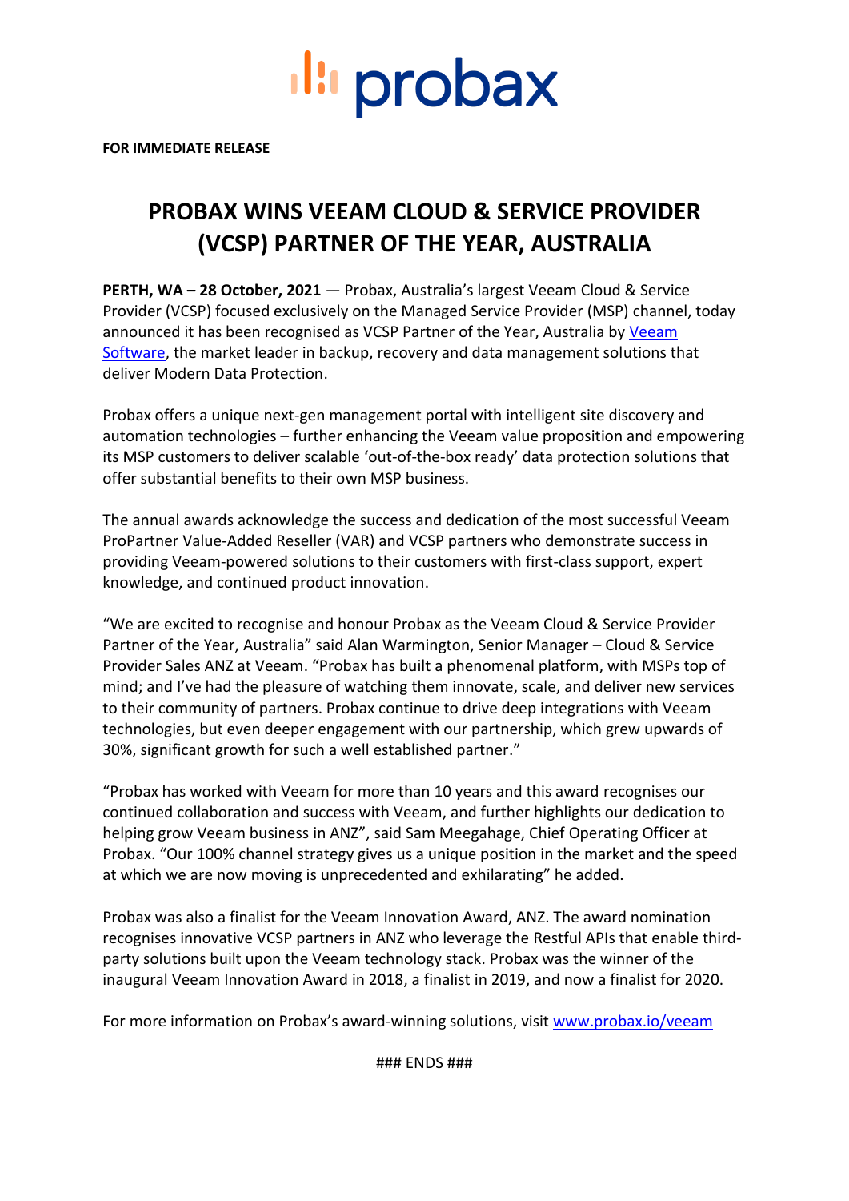probax

**FOR IMMEDIATE RELEASE**

# PROBAX WINS VEEAM CLOUD & SERVICE PROVIDER (VCSP) PARTNER OF THE YEAR, AUSTRALIA

**PERTH, WA – 28 October, 2021** — Probax, Australia's largest Veeam Cloud & Service Provider (VCSP) focused exclusively on the Managed Service Provider (MSP) channel, today announced it has been recognised as VCSP Partner of the Year, Australia by Veeam Software, the market leader in backup, recovery and data management solutions that deliver Modern Data Protection.

Probax offers a unique next-gen management portal with intelligent site discovery and automation technologies – further enhancing the Veeam value proposition and empowering its MSP customers to deliver scalable 'out-of-the-box ready' data protection solutions that offer substantial benefits to their own MSP business.

The annual awards acknowledge the success and dedication of the most successful Veeam ProPartner Value-Added Reseller (VAR) and VCSP partners who demonstrate success in providing Veeam-powered solutions to their customers with first-class support, expert knowledge, and continued product innovation.

"We are excited to recognise and honour Probax as the Veeam Cloud & Service Provider Partner of the Year, Australia" said Alan Warmington, Senior Manager – Cloud & Service Provider Sales ANZ at Veeam. "Probax has built a phenomenal platform, with MSPs top of mind; and I've had the pleasure of watching them innovate, scale, and deliver new services to their community of partners. Probax continue to drive deep integrations with Veeam technologies, but even deeper engagement with our partnership, which grew upwards of 30%, significant growth for such a well established partner."

"Probax has worked with Veeam for more than 10 years and this award recognises our continued collaboration and success with Veeam, and further highlights our dedication to helping grow Veeam business in ANZ", said Sam Meegahage, Chief Operating Officer at Probax. "Our 100% channel strategy gives us a unique position in the market and the speed at which we are now moving is unprecedented and exhilarating" he added.

Probax was also a finalist for the Veeam Innovation Award, ANZ. The award nomination recognises innovative VCSP partners in ANZ who leverage the Restful APIs that enable third-party solutions built upon the Veeam technology stack. Probax was the winner of the inaugural Veeam Innovation Award in 2018, a finalist in 2019, and now a finalist for 2020.

For more information on Probax's award-winning solutions, visit www.probax.io/veeam

### ENDS ###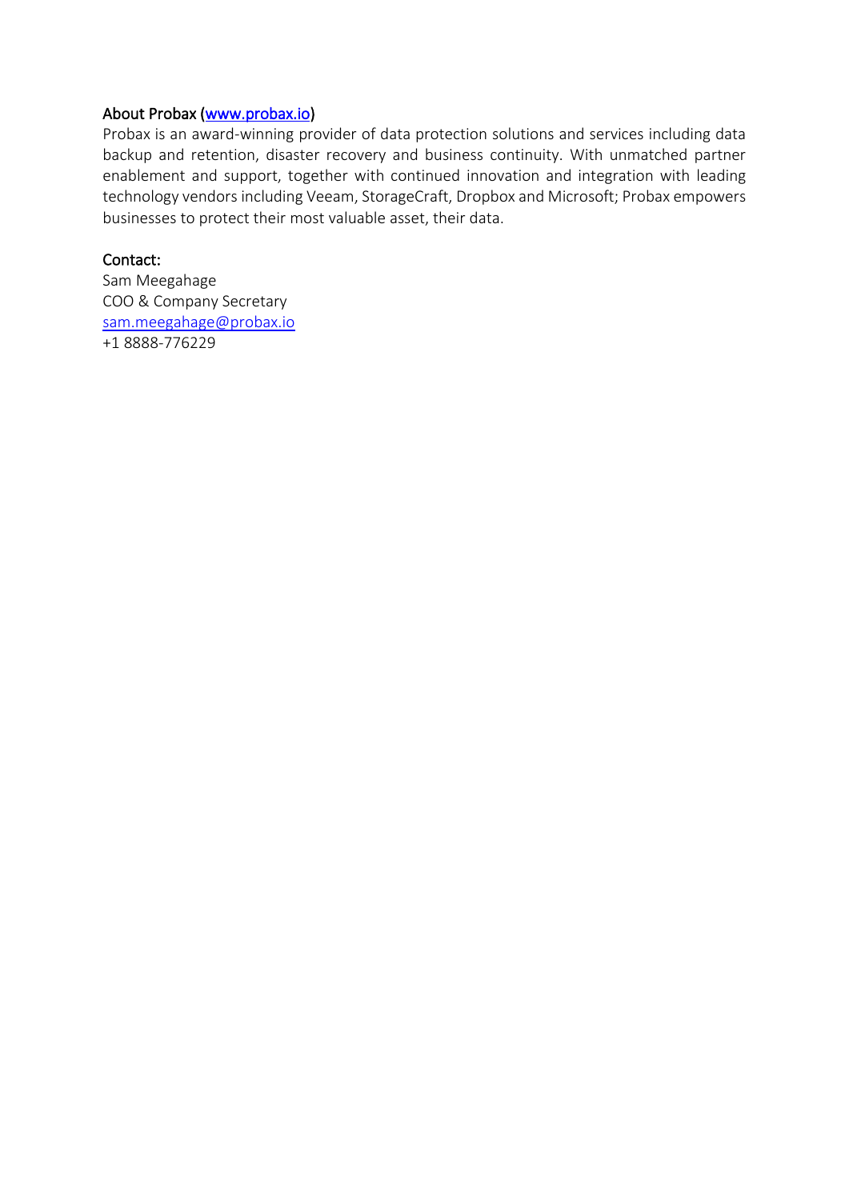### About Probax (www.probax.io)

Probax is an award-winning provider of data protection solutions and services including data backup and retention, disaster recovery and business continuity. With unmatched partner enablement and support, together with continued innovation and integration with leading technology vendors including Veeam, StorageCraft, Dropbox and Microsoft; Probax empowers businesses to protect their most valuable asset, their data.

### Contact:

Sam Meegahage
COO & Company Secretary
sam.meegahage@probax.io
+1 8888-776229